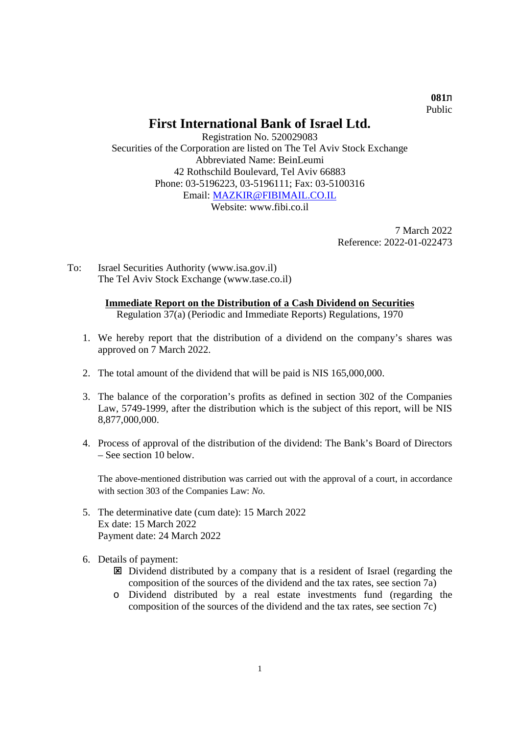**081ת**
Public

# First International Bank of Israel Ltd.

Registration No. 520029083
Securities of the Corporation are listed on The Tel Aviv Stock Exchange
Abbreviated Name: BeinLeumi
42 Rothschild Boulevard, Tel Aviv 66883
Phone: 03-5196223, 03-5196111; Fax: 03-5100316
Email: MAZKIR@FIBIMAIL.CO.IL
Website: www.fibi.co.il

7 March 2022
Reference: 2022-01-022473

To: Israel Securities Authority (www.isa.gov.il)
The Tel Aviv Stock Exchange (www.tase.co.il)

**Immediate Report on the Distribution of a Cash Dividend on Securities**
Regulation 37(a) (Periodic and Immediate Reports) Regulations, 1970

1. We hereby report that the distribution of a dividend on the company's shares was approved on 7 March 2022.

2. The total amount of the dividend that will be paid is NIS 165,000,000.

3. The balance of the corporation's profits as defined in section 302 of the Companies Law, 5749-1999, after the distribution which is the subject of this report, will be NIS 8,877,000,000.

4. Process of approval of the distribution of the dividend: The Bank's Board of Directors – See section 10 below.

   The above-mentioned distribution was carried out with the approval of a court, in accordance with section 303 of the Companies Law: *No*.

5. The determinative date (cum date): 15 March 2022
   Ex date: 15 March 2022
   Payment date: 24 March 2022

6. Details of payment:
   - ☒ Dividend distributed by a company that is a resident of Israel (regarding the composition of the sources of the dividend and the tax rates, see section 7a)
   - o Dividend distributed by a real estate investments fund (regarding the composition of the sources of the dividend and the tax rates, see section 7c)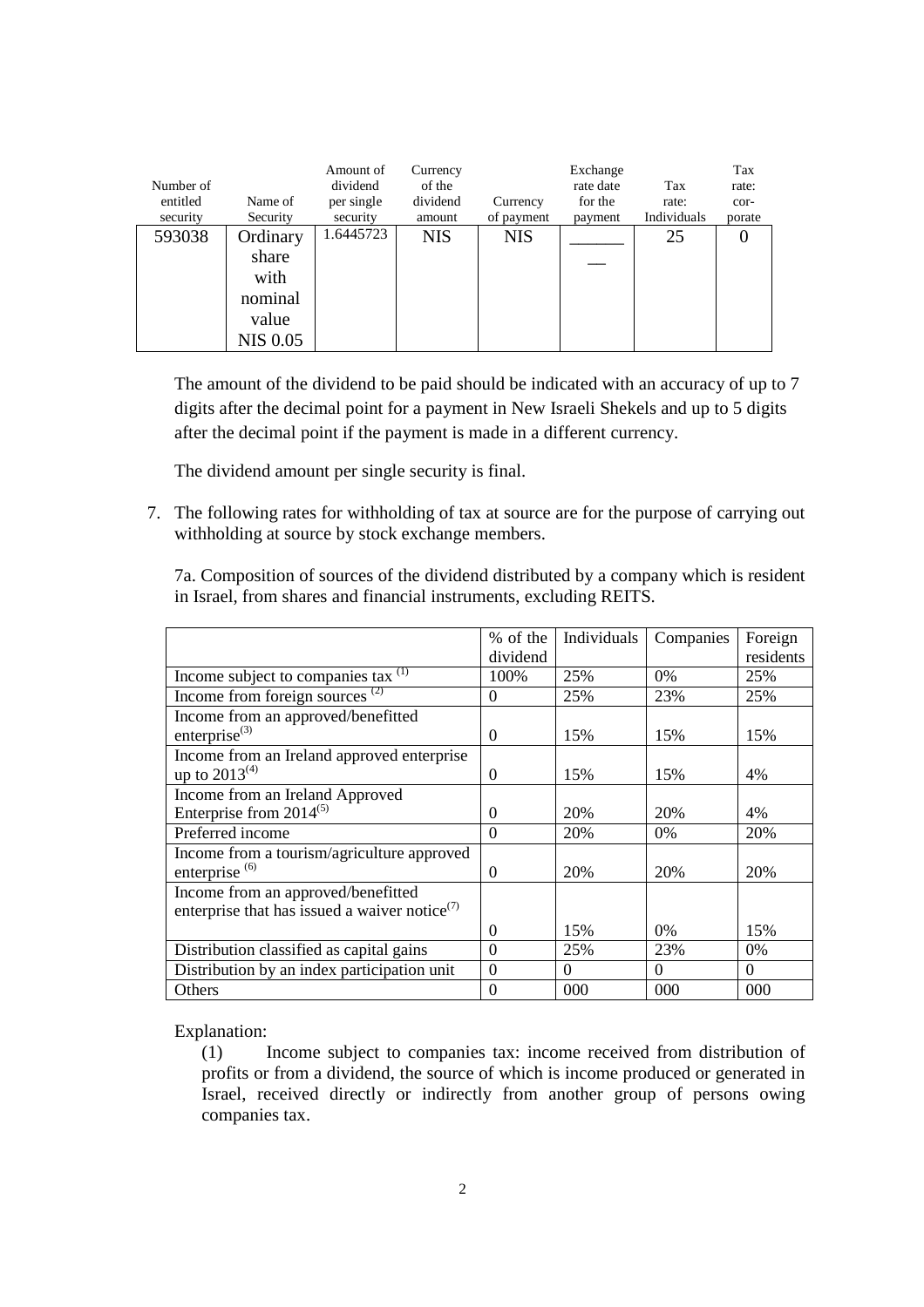| Number of entitled security | Name of Security | Amount of dividend per single security | Currency of the dividend amount | Currency of payment | Exchange rate date for the payment | Tax rate: Individuals | Tax rate: corporate |
|---|---|---|---|---|---|---|---|
| 593038 | Ordinary share with nominal value NIS 0.05 | 1.6445723 | NIS | NIS | ______ __ | 25 | 0 |

The amount of the dividend to be paid should be indicated with an accuracy of up to 7 digits after the decimal point for a payment in New Israeli Shekels and up to 5 digits after the decimal point if the payment is made in a different currency.

The dividend amount per single security is final.

7. The following rates for withholding of tax at source are for the purpose of carrying out withholding at source by stock exchange members.

7a. Composition of sources of the dividend distributed by a company which is resident in Israel, from shares and financial instruments, excluding REITS.

| | % of the dividend | Individuals | Companies | Foreign residents |
|---|---|---|---|---|
| Income subject to companies tax [(1)] | 100% | 25% | 0% | 25% |
| Income from foreign sources [(2)] | 0 | 25% | 23% | 25% |
| Income from an approved/benefitted enterprise[(3)] | 0 | 15% | 15% | 15% |
| Income from an Ireland approved enterprise up to 2013[(4)] | 0 | 15% | 15% | 4% |
| Income from an Ireland Approved Enterprise from 2014[(5)] | 0 | 20% | 20% | 4% |
| Preferred income | 0 | 20% | 0% | 20% |
| Income from a tourism/agriculture approved enterprise [(6)] | 0 | 20% | 20% | 20% |
| Income from an approved/benefitted enterprise that has issued a waiver notice[(7)] | 0 | 15% | 0% | 15% |
| Distribution classified as capital gains | 0 | 25% | 23% | 0% |
| Distribution by an index participation unit | 0 | 0 | 0 | 0 |
| Others | 0 | 000 | 000 | 000 |

Explanation:

(1) Income subject to companies tax: income received from distribution of profits or from a dividend, the source of which is income produced or generated in Israel, received directly or indirectly from another group of persons owing companies tax.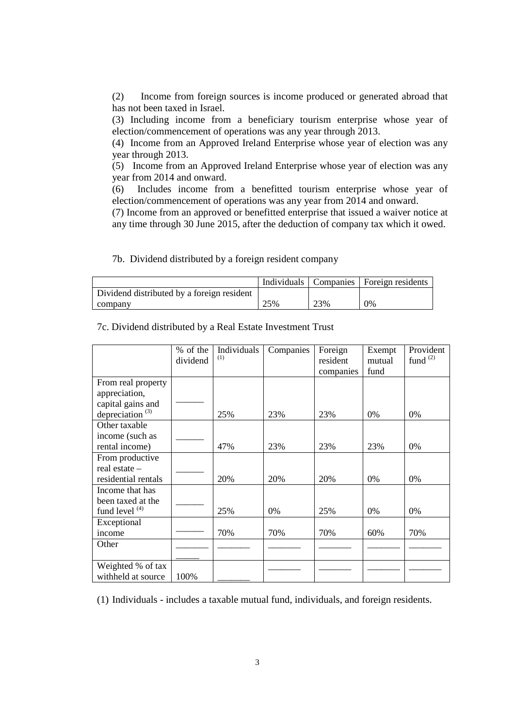(2) Income from foreign sources is income produced or generated abroad that has not been taxed in Israel.

(3) Including income from a beneficiary tourism enterprise whose year of election/commencement of operations was any year through 2013.

(4) Income from an Approved Ireland Enterprise whose year of election was any year through 2013.

(5) Income from an Approved Ireland Enterprise whose year of election was any year from 2014 and onward.

(6) Includes income from a benefitted tourism enterprise whose year of election/commencement of operations was any year from 2014 and onward.

(7) Income from an approved or benefitted enterprise that issued a waiver notice at any time through 30 June 2015, after the deduction of company tax which it owed.

7b. Dividend distributed by a foreign resident company

| | Individuals | Companies | Foreign residents |
|---|---|---|---|
| Dividend distributed by a foreign resident company | 25% | 23% | 0% |

7c. Dividend distributed by a Real Estate Investment Trust

| | % of the dividend | Individuals [1] | Companies | Foreign resident companies | Exempt mutual fund | Provident fund [2] |
|---|---|---|---|---|---|---|
| From real property appreciation, capital gains and depreciation [3] | ______ | 25% | 23% | 23% | 0% | 0% |
| Other taxable income (such as rental income) | ______ | 47% | 23% | 23% | 23% | 0% |
| From productive real estate – residential rentals | ______ | 20% | 20% | 20% | 0% | 0% |
| Income that has been taxed at the fund level [4] | ______ | 25% | 0% | 25% | 0% | 0% |
| Exceptional income | ______ | 70% | 70% | 70% | 60% | 70% |
| Other | ______ | ______ | ______ | ______ | ______ | ______ |
| Weighted % of tax withheld at source | 100% | ______ | ______ | ______ | ______ | ______ |

(1) Individuals - includes a taxable mutual fund, individuals, and foreign residents.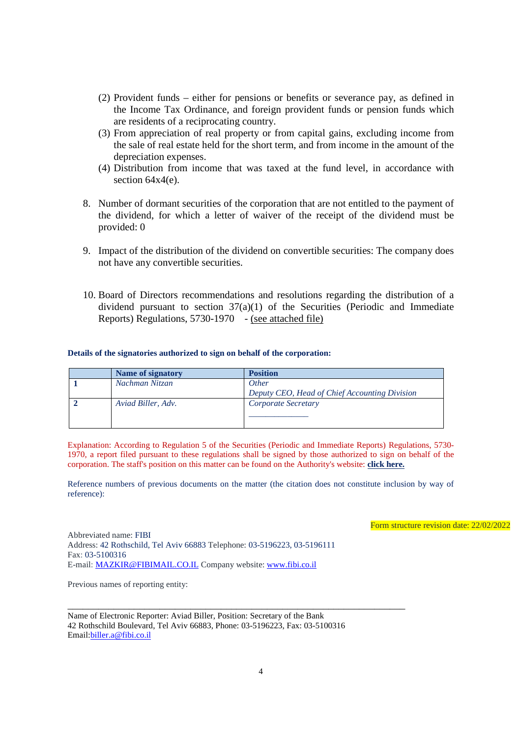(2) Provident funds – either for pensions or benefits or severance pay, as defined in the Income Tax Ordinance, and foreign provident funds or pension funds which are residents of a reciprocating country.
(3) From appreciation of real property or from capital gains, excluding income from the sale of real estate held for the short term, and from income in the amount of the depreciation expenses.
(4) Distribution from income that was taxed at the fund level, in accordance with section 64x4(e).

8. Number of dormant securities of the corporation that are not entitled to the payment of the dividend, for which a letter of waiver of the receipt of the dividend must be provided: 0

9. Impact of the distribution of the dividend on convertible securities: The company does not have any convertible securities.

10. Board of Directors recommendations and resolutions regarding the distribution of a dividend pursuant to section 37(a)(1) of the Securities (Periodic and Immediate Reports) Regulations, 5730-1970 - (see attached file)

**Details of the signatories authorized to sign on behalf of the corporation:**

| | Name of signatory | Position |
|---|---|---|
| 1 | *Nachman Nitzan* | *Other*<br>*Deputy CEO, Head of Chief Accounting Division* |
| 2 | *Aviad Biller, Adv.* | *Corporate Secretary* |

Explanation: According to Regulation 5 of the Securities (Periodic and Immediate Reports) Regulations, 5730-1970, a report filed pursuant to these regulations shall be signed by those authorized to sign on behalf of the corporation. The staff's position on this matter can be found on the Authority's website: **click here.**

Reference numbers of previous documents on the matter (the citation does not constitute inclusion by way of reference):

Form structure revision date: 22/02/2022

Abbreviated name: FIBI
Address: 42 Rothschild, Tel Aviv 66883 Telephone: 03-5196223, 03-5196111
Fax: 03-5100316
E-mail: MAZKIR@FIBIMAIL.CO.IL Company website: www.fibi.co.il

Previous names of reporting entity:

---

Name of Electronic Reporter: Aviad Biller, Position: Secretary of the Bank
42 Rothschild Boulevard, Tel Aviv 66883, Phone: 03-5196223, Fax: 03-5100316
Email:biller.a@fibi.co.il